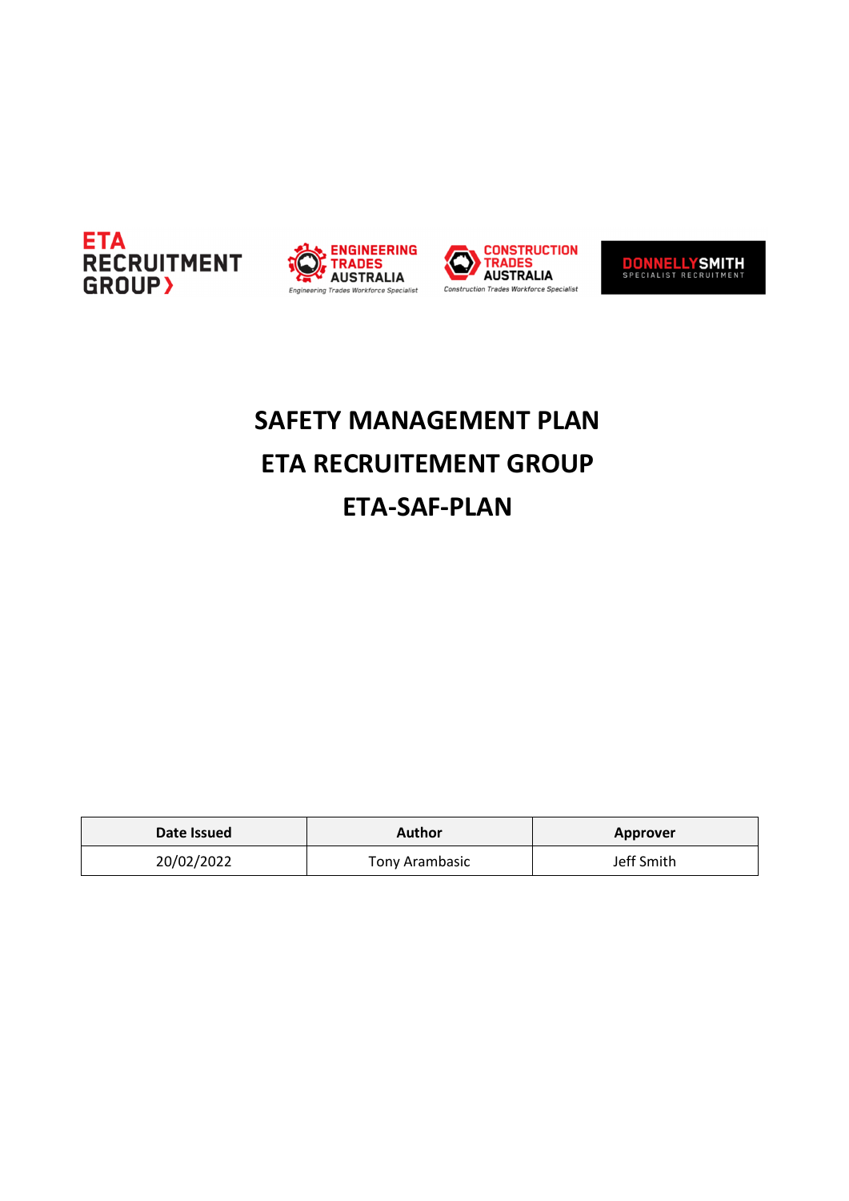ETA RECRUITMENT GROUP

ENGINEERING TRADES AUSTRALIA
Engineering Trades Workforce Specialist

CONSTRUCTION TRADES AUSTRALIA
Construction Trades Workforce Specialist

DONNELLYSMITH
SPECIALIST RECRUITMENT

# SAFETY MANAGEMENT PLAN

# ETA RECRUITEMENT GROUP

# ETA-SAF-PLAN

| Date Issued | Author | Approver |
| --- | --- | --- |
| 20/02/2022 | Tony Arambasic | Jeff Smith |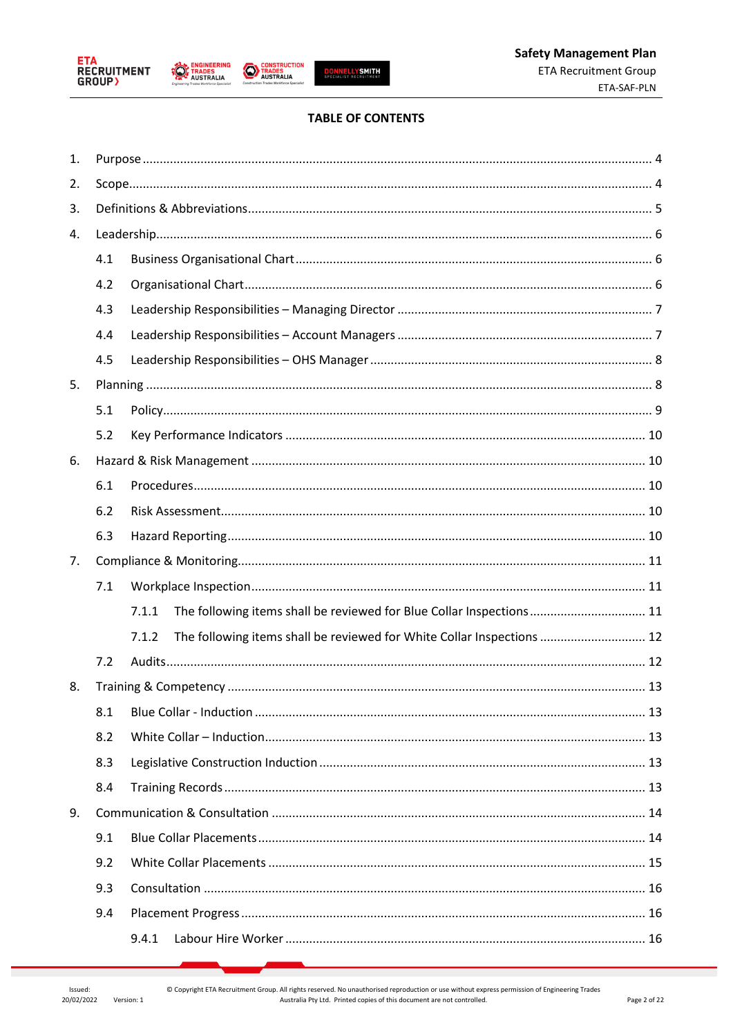**TABLE OF CONTENTS**

1. Purpose .......... 4
2. Scope .......... 4
3. Definitions & Abbreviations .......... 5
4. Leadership .......... 6
    - 4.1 Business Organisational Chart .......... 6
    - 4.2 Organisational Chart .......... 6
    - 4.3 Leadership Responsibilities – Managing Director .......... 7
    - 4.4 Leadership Responsibilities – Account Managers .......... 7
    - 4.5 Leadership Responsibilities – OHS Manager .......... 8
5. Planning .......... 8
    - 5.1 Policy .......... 9
    - 5.2 Key Performance Indicators .......... 10
6. Hazard & Risk Management .......... 10
    - 6.1 Procedures .......... 10
    - 6.2 Risk Assessment .......... 10
    - 6.3 Hazard Reporting .......... 10
7. Compliance & Monitoring .......... 11
    - 7.1 Workplace Inspection .......... 11
        - 7.1.1 The following items shall be reviewed for Blue Collar Inspections .......... 11
        - 7.1.2 The following items shall be reviewed for White Collar Inspections .......... 12
    - 7.2 Audits .......... 12
8. Training & Competency .......... 13
    - 8.1 Blue Collar - Induction .......... 13
    - 8.2 White Collar – Induction .......... 13
    - 8.3 Legislative Construction Induction .......... 13
    - 8.4 Training Records .......... 13
9. Communication & Consultation .......... 14
    - 9.1 Blue Collar Placements .......... 14
    - 9.2 White Collar Placements .......... 15
    - 9.3 Consultation .......... 16
    - 9.4 Placement Progress .......... 16
        - 9.4.1 Labour Hire Worker .......... 16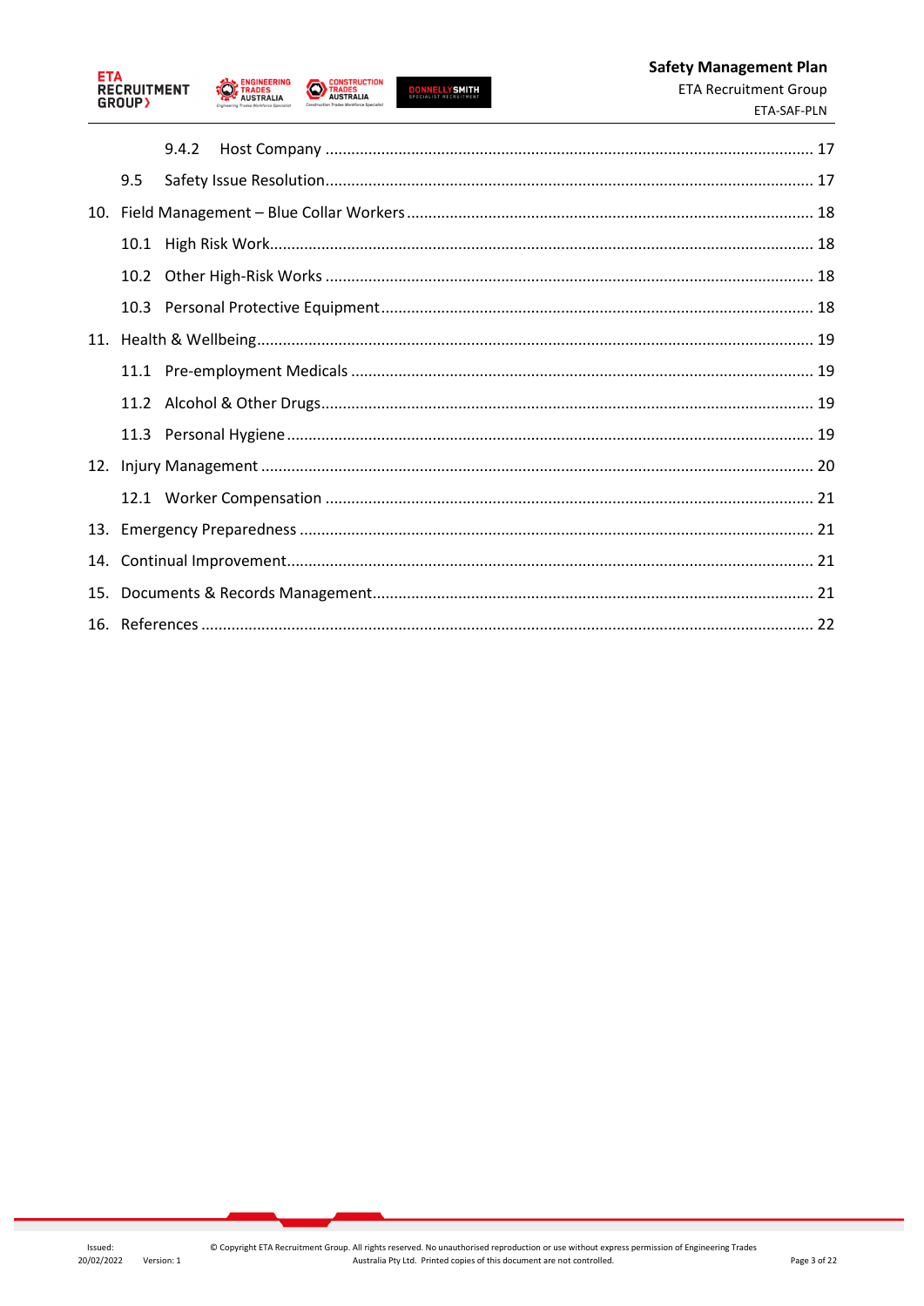9.4.2 Host Company ........................................................................................................ 17

9.5 Safety Issue Resolution ................................................................................................. 17

10. Field Management – Blue Collar Workers ........................................................................ 18

10.1 High Risk Work ............................................................................................................ 18

10.2 Other High-Risk Works ................................................................................................. 18

10.3 Personal Protective Equipment ..................................................................................... 18

11. Health & Wellbeing ........................................................................................................ 19

11.1 Pre-employment Medicals ............................................................................................ 19

11.2 Alcohol & Other Drugs .................................................................................................. 19

11.3 Personal Hygiene .......................................................................................................... 19

12. Injury Management ........................................................................................................ 20

12.1 Worker Compensation .................................................................................................. 21

13. Emergency Preparedness ................................................................................................ 21

14. Continual Improvement ................................................................................................... 21

15. Documents & Records Management ................................................................................ 21

16. References ...................................................................................................................... 22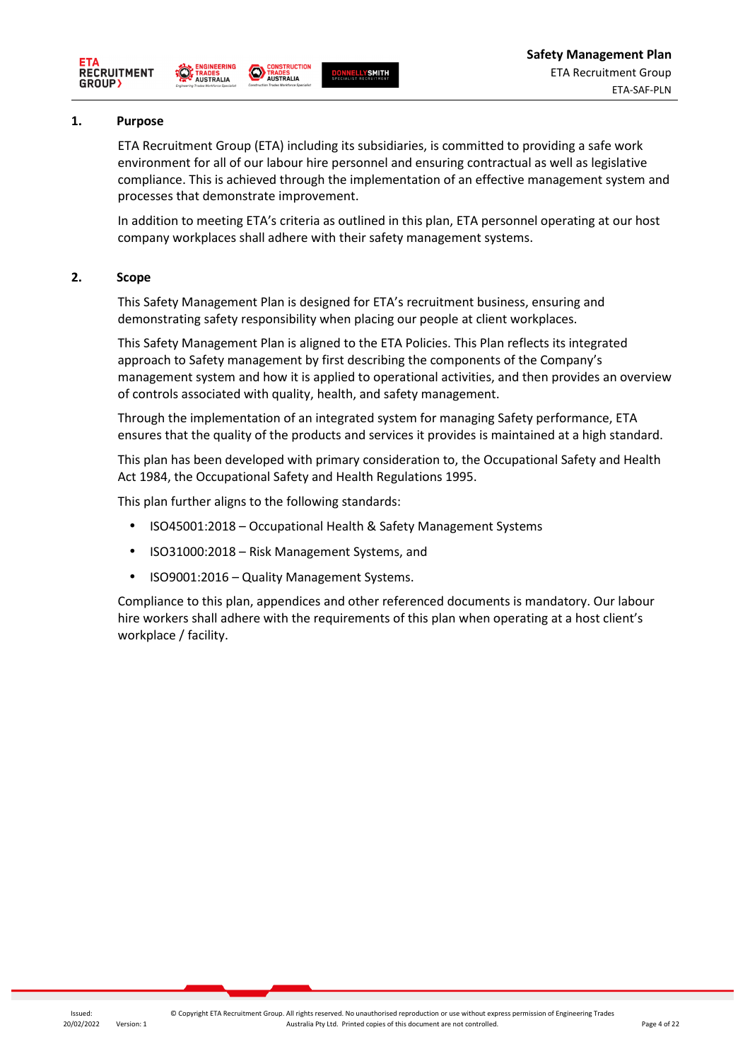## 1. Purpose

ETA Recruitment Group (ETA) including its subsidiaries, is committed to providing a safe work environment for all of our labour hire personnel and ensuring contractual as well as legislative compliance. This is achieved through the implementation of an effective management system and processes that demonstrate improvement.

In addition to meeting ETA's criteria as outlined in this plan, ETA personnel operating at our host company workplaces shall adhere with their safety management systems.

## 2. Scope

This Safety Management Plan is designed for ETA's recruitment business, ensuring and demonstrating safety responsibility when placing our people at client workplaces.

This Safety Management Plan is aligned to the ETA Policies. This Plan reflects its integrated approach to Safety management by first describing the components of the Company's management system and how it is applied to operational activities, and then provides an overview of controls associated with quality, health, and safety management.

Through the implementation of an integrated system for managing Safety performance, ETA ensures that the quality of the products and services it provides is maintained at a high standard.

This plan has been developed with primary consideration to, the Occupational Safety and Health Act 1984, the Occupational Safety and Health Regulations 1995.

This plan further aligns to the following standards:

- ISO45001:2018 – Occupational Health & Safety Management Systems
- ISO31000:2018 – Risk Management Systems, and
- ISO9001:2016 – Quality Management Systems.

Compliance to this plan, appendices and other referenced documents is mandatory. Our labour hire workers shall adhere with the requirements of this plan when operating at a host client's workplace / facility.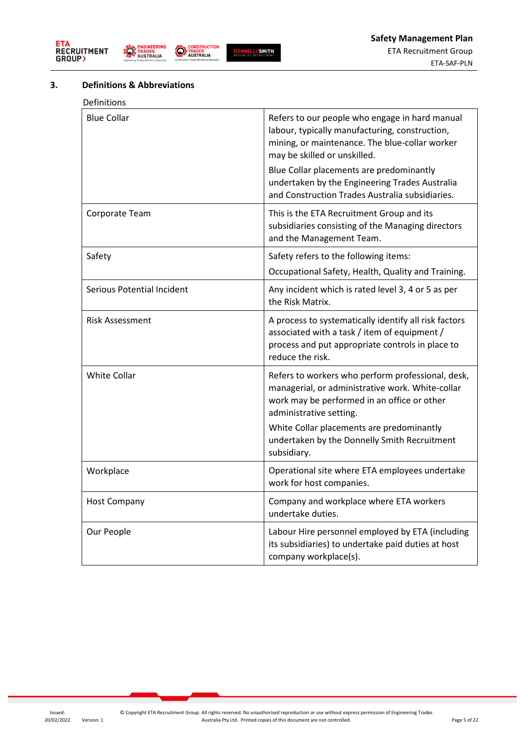## 3. Definitions & Abbreviations

Definitions

| Term | Definition |
|---|---|
| Blue Collar | Refers to our people who engage in hard manual labour, typically manufacturing, construction, mining, or maintenance. The blue-collar worker may be skilled or unskilled.<br><br>Blue Collar placements are predominantly undertaken by the Engineering Trades Australia and Construction Trades Australia subsidiaries. |
| Corporate Team | This is the ETA Recruitment Group and its subsidiaries consisting of the Managing directors and the Management Team. |
| Safety | Safety refers to the following items:<br><br>Occupational Safety, Health, Quality and Training. |
| Serious Potential Incident | Any incident which is rated level 3, 4 or 5 as per the Risk Matrix. |
| Risk Assessment | A process to systematically identify all risk factors associated with a task / item of equipment / process and put appropriate controls in place to reduce the risk. |
| White Collar | Refers to workers who perform professional, desk, managerial, or administrative work. White-collar work may be performed in an office or other administrative setting.<br><br>White Collar placements are predominantly undertaken by the Donnelly Smith Recruitment subsidiary. |
| Workplace | Operational site where ETA employees undertake work for host companies. |
| Host Company | Company and workplace where ETA workers undertake duties. |
| Our People | Labour Hire personnel employed by ETA (including its subsidiaries) to undertake paid duties at host company workplace(s). |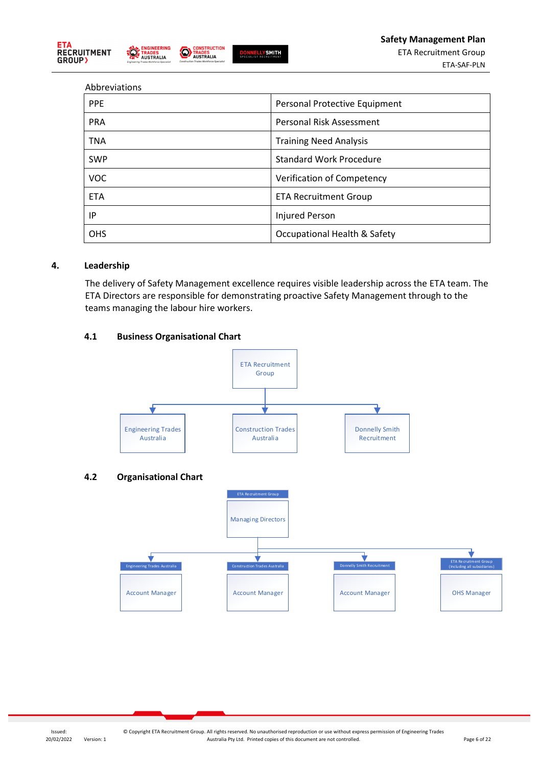Abbreviations

| | |
|---|---|
| PPE | Personal Protective Equipment |
| PRA | Personal Risk Assessment |
| TNA | Training Need Analysis |
| SWP | Standard Work Procedure |
| VOC | Verification of Competency |
| ETA | ETA Recruitment Group |
| IP | Injured Person |
| OHS | Occupational Health & Safety |

## 4. Leadership

The delivery of Safety Management excellence requires visible leadership across the ETA team. The ETA Directors are responsible for demonstrating proactive Safety Management through to the teams managing the labour hire workers.

### 4.1 Business Organisational Chart

- ETA Recruitment Group
  - Engineering Trades Australia
  - Construction Trades Australia
  - Donnelly Smith Recruitment

### 4.2 Organisational Chart

- ETA Recruitment Group: Managing Directors
  - Engineering Trades Australia: Account Manager
  - Construction Trades Australia: Account Manager
  - Donnelly Smith Recruitment: Account Manager
  - ETA Recruitment Group (including all subsidiaries): OHS Manager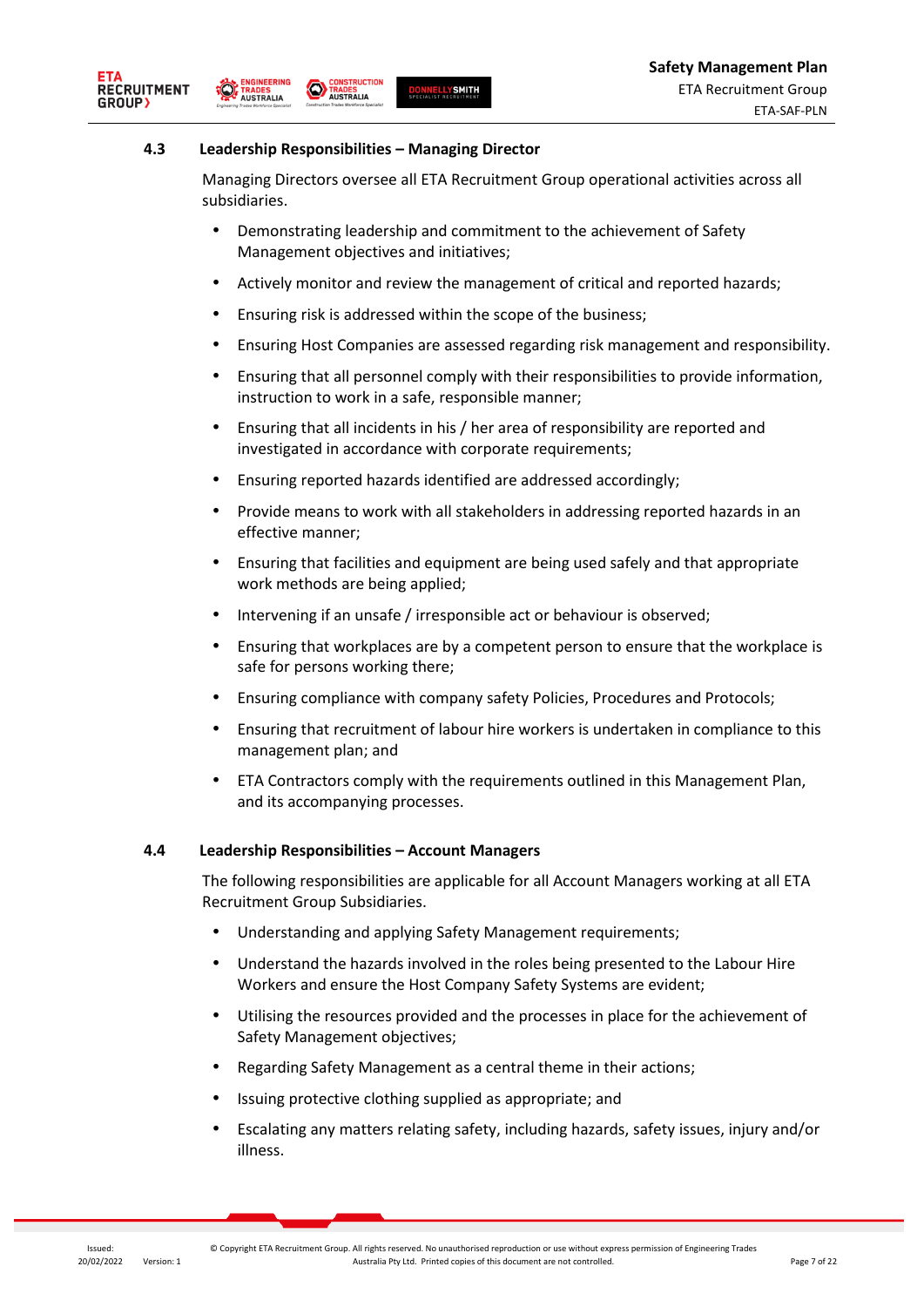### 4.3 Leadership Responsibilities – Managing Director

Managing Directors oversee all ETA Recruitment Group operational activities across all subsidiaries.

- Demonstrating leadership and commitment to the achievement of Safety Management objectives and initiatives;
- Actively monitor and review the management of critical and reported hazards;
- Ensuring risk is addressed within the scope of the business;
- Ensuring Host Companies are assessed regarding risk management and responsibility.
- Ensuring that all personnel comply with their responsibilities to provide information, instruction to work in a safe, responsible manner;
- Ensuring that all incidents in his / her area of responsibility are reported and investigated in accordance with corporate requirements;
- Ensuring reported hazards identified are addressed accordingly;
- Provide means to work with all stakeholders in addressing reported hazards in an effective manner;
- Ensuring that facilities and equipment are being used safely and that appropriate work methods are being applied;
- Intervening if an unsafe / irresponsible act or behaviour is observed;
- Ensuring that workplaces are by a competent person to ensure that the workplace is safe for persons working there;
- Ensuring compliance with company safety Policies, Procedures and Protocols;
- Ensuring that recruitment of labour hire workers is undertaken in compliance to this management plan; and
- ETA Contractors comply with the requirements outlined in this Management Plan, and its accompanying processes.

### 4.4 Leadership Responsibilities – Account Managers

The following responsibilities are applicable for all Account Managers working at all ETA Recruitment Group Subsidiaries.

- Understanding and applying Safety Management requirements;
- Understand the hazards involved in the roles being presented to the Labour Hire Workers and ensure the Host Company Safety Systems are evident;
- Utilising the resources provided and the processes in place for the achievement of Safety Management objectives;
- Regarding Safety Management as a central theme in their actions;
- Issuing protective clothing supplied as appropriate; and
- Escalating any matters relating safety, including hazards, safety issues, injury and/or illness.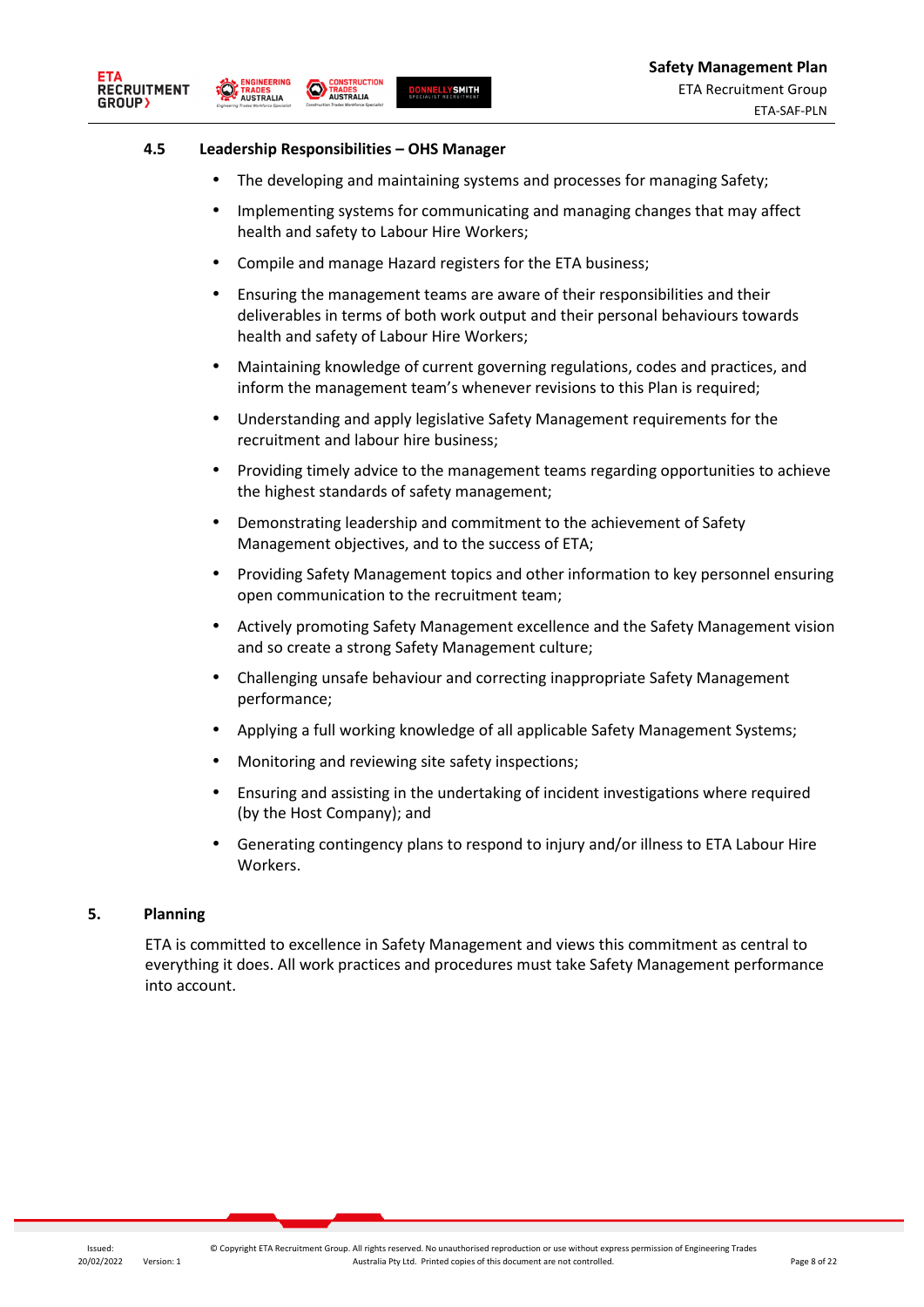### 4.5 Leadership Responsibilities – OHS Manager

- The developing and maintaining systems and processes for managing Safety;
- Implementing systems for communicating and managing changes that may affect health and safety to Labour Hire Workers;
- Compile and manage Hazard registers for the ETA business;
- Ensuring the management teams are aware of their responsibilities and their deliverables in terms of both work output and their personal behaviours towards health and safety of Labour Hire Workers;
- Maintaining knowledge of current governing regulations, codes and practices, and inform the management team's whenever revisions to this Plan is required;
- Understanding and apply legislative Safety Management requirements for the recruitment and labour hire business;
- Providing timely advice to the management teams regarding opportunities to achieve the highest standards of safety management;
- Demonstrating leadership and commitment to the achievement of Safety Management objectives, and to the success of ETA;
- Providing Safety Management topics and other information to key personnel ensuring open communication to the recruitment team;
- Actively promoting Safety Management excellence and the Safety Management vision and so create a strong Safety Management culture;
- Challenging unsafe behaviour and correcting inappropriate Safety Management performance;
- Applying a full working knowledge of all applicable Safety Management Systems;
- Monitoring and reviewing site safety inspections;
- Ensuring and assisting in the undertaking of incident investigations where required (by the Host Company); and
- Generating contingency plans to respond to injury and/or illness to ETA Labour Hire Workers.

## 5. Planning

ETA is committed to excellence in Safety Management and views this commitment as central to everything it does. All work practices and procedures must take Safety Management performance into account.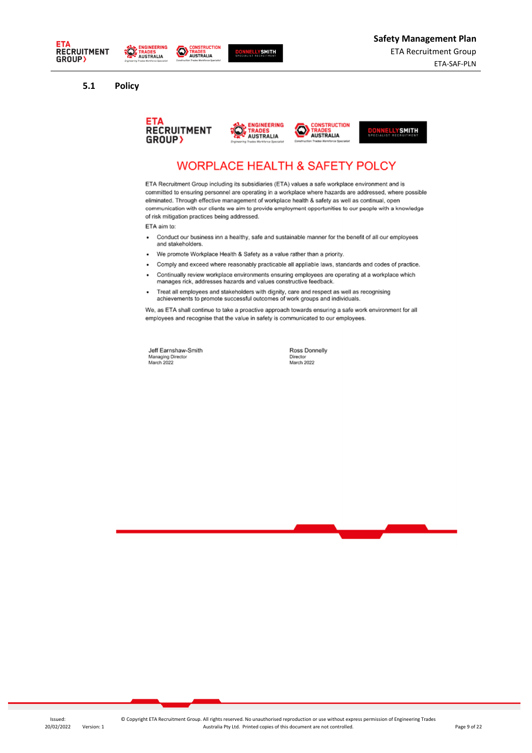## 5.1 Policy

# WORPLACE HEALTH & SAFETY POLCY

ETA Recruitment Group including its subsidiaries (ETA) values a safe workplace environment and is committed to ensuring personnel are operating in a workplace where hazards are addressed, where possible eliminated. Through effective management of workplace health & safety as well as continual, open communication with our clients we aim to provide employment opportunities to our people with a knowledge of risk mitigation practices being addressed.

ETA aim to:

- Conduct our business inn a healthy, safe and sustainable manner for the benefit of all our employees and stakeholders.
- We promote Workplace Health & Safety as a value rather than a priority.
- Comply and exceed where reasonably practicable all appliable laws, standards and codes of practice.
- Continually review workplace environments ensuring employees are operating at a workplace which manages rick, addresses hazards and values constructive feedback.
- Treat all employees and stakeholders with dignity, care and respect as well as recognising achievements to promote successful outcomes of work groups and individuals.

We, as ETA shall continue to take a proactive approach towards ensuring a safe work environment for all employees and recognise that the value in safety is communicated to our employees.

Jeff Earnshaw-Smith
Managing Director
March 2022

Ross Donnelly
Director
March 2022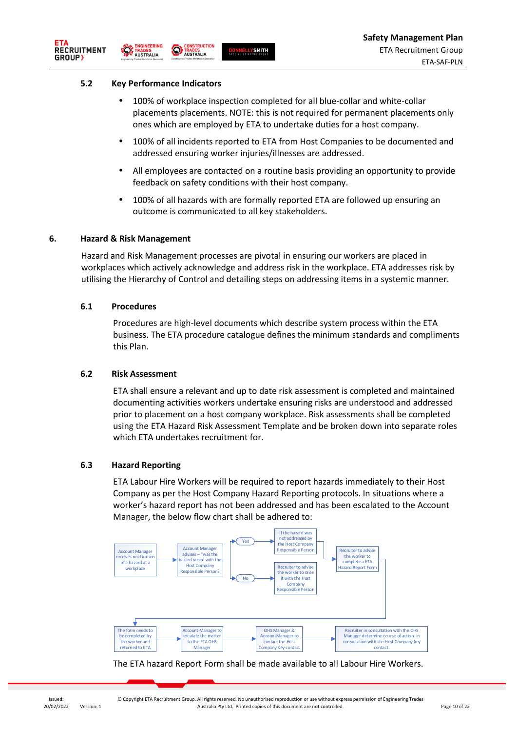### 5.2 Key Performance Indicators

- 100% of workplace inspection completed for all blue-collar and white-collar placements placements. NOTE: this is not required for permanent placements only ones which are employed by ETA to undertake duties for a host company.
- 100% of all incidents reported to ETA from Host Companies to be documented and addressed ensuring worker injuries/illnesses are addressed.
- All employees are contacted on a routine basis providing an opportunity to provide feedback on safety conditions with their host company.
- 100% of all hazards with are formally reported ETA are followed up ensuring an outcome is communicated to all key stakeholders.

## 6. Hazard & Risk Management

Hazard and Risk Management processes are pivotal in ensuring our workers are placed in workplaces which actively acknowledge and address risk in the workplace. ETA addresses risk by utilising the Hierarchy of Control and detailing steps on addressing items in a systemic manner.

### 6.1 Procedures

Procedures are high-level documents which describe system process within the ETA business. The ETA procedure catalogue defines the minimum standards and compliments this Plan.

### 6.2 Risk Assessment

ETA shall ensure a relevant and up to date risk assessment is completed and maintained documenting activities workers undertake ensuring risks are understood and addressed prior to placement on a host company workplace. Risk assessments shall be completed using the ETA Hazard Risk Assessment Template and be broken down into separate roles which ETA undertakes recruitment for.

### 6.3 Hazard Reporting

ETA Labour Hire Workers will be required to report hazards immediately to their Host Company as per the Host Company Hazard Reporting protocols. In situations where a worker's hazard report has not been addressed and has been escalated to the Account Manager, the below flow chart shall be adhered to:

Account Manager receives notification of a hazard at a workplace → Account Manager advises – "was the hazard raised with the Host Company Responsible Person?"

- Yes → If the hazard was not addressed by the Host Company Responsible Person → Recruiter to advise the worker to complete a ETA Hazard Report Form
- No → Recruiter to advise the worker to raise it with the Host Company Responsible Person

Recruiter to advise the worker to complete a ETA Hazard Report Form → The form needs to be completed by the worker and returned to ETA → Account Manager to escalate the matter to the ETA OHS Manager → OHS Manager & Account Manager to contact the Host Company Key contact → Recruiter in consultation with the OHS Manager determine course of action in consultation with the Host Company key contact.

The ETA hazard Report Form shall be made available to all Labour Hire Workers.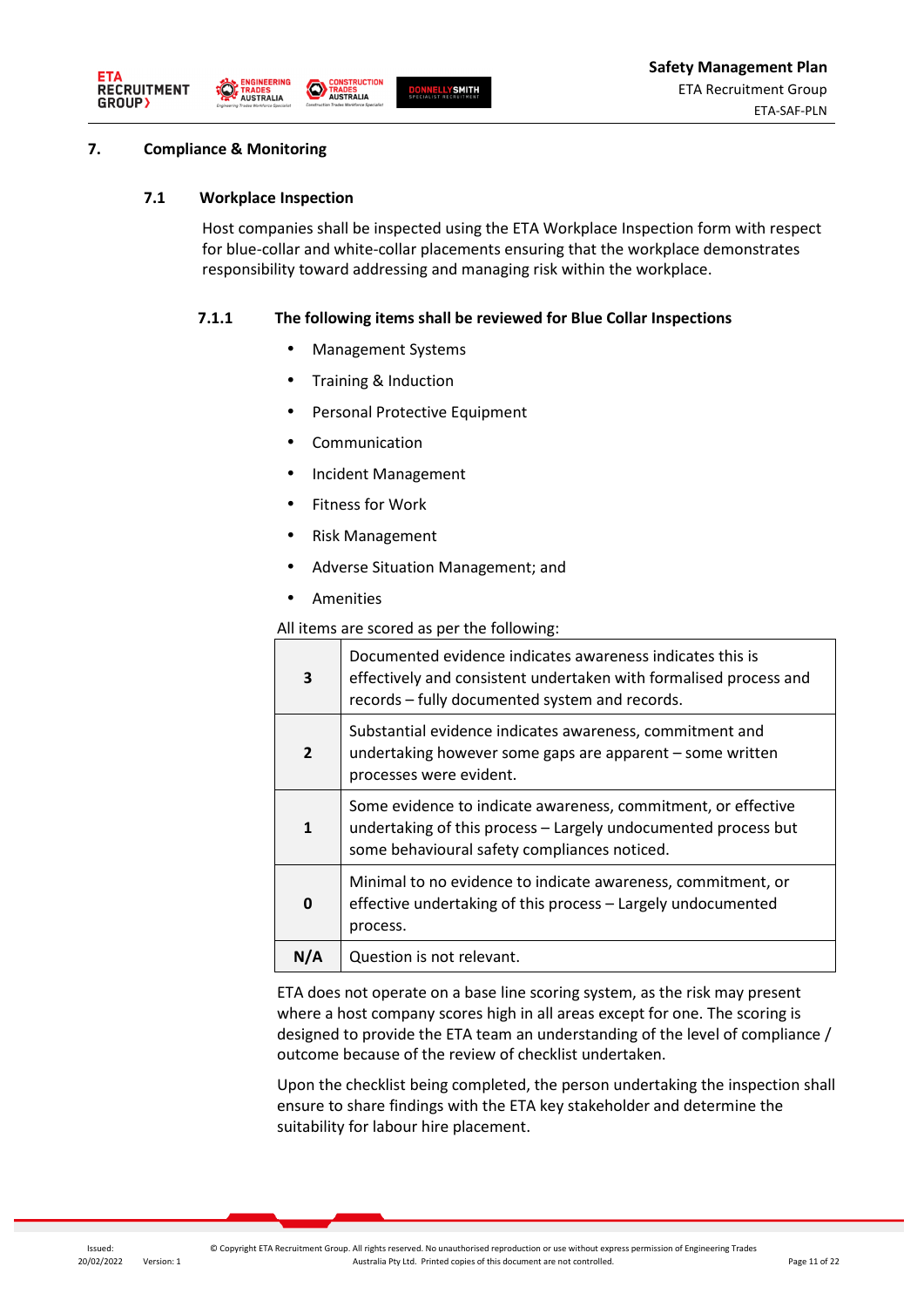## 7. Compliance & Monitoring

### 7.1 Workplace Inspection

Host companies shall be inspected using the ETA Workplace Inspection form with respect for blue-collar and white-collar placements ensuring that the workplace demonstrates responsibility toward addressing and managing risk within the workplace.

#### 7.1.1 The following items shall be reviewed for Blue Collar Inspections

- Management Systems
- Training & Induction
- Personal Protective Equipment
- Communication
- Incident Management
- Fitness for Work
- Risk Management
- Adverse Situation Management; and
- Amenities

All items are scored as per the following:

| Score | Description |
|---|---|
| **3** | Documented evidence indicates awareness indicates this is effectively and consistent undertaken with formalised process and records – fully documented system and records. |
| **2** | Substantial evidence indicates awareness, commitment and undertaking however some gaps are apparent – some written processes were evident. |
| **1** | Some evidence to indicate awareness, commitment, or effective undertaking of this process – Largely undocumented process but some behavioural safety compliances noticed. |
| **0** | Minimal to no evidence to indicate awareness, commitment, or effective undertaking of this process – Largely undocumented process. |
| **N/A** | Question is not relevant. |

ETA does not operate on a base line scoring system, as the risk may present where a host company scores high in all areas except for one. The scoring is designed to provide the ETA team an understanding of the level of compliance / outcome because of the review of checklist undertaken.

Upon the checklist being completed, the person undertaking the inspection shall ensure to share findings with the ETA key stakeholder and determine the suitability for labour hire placement.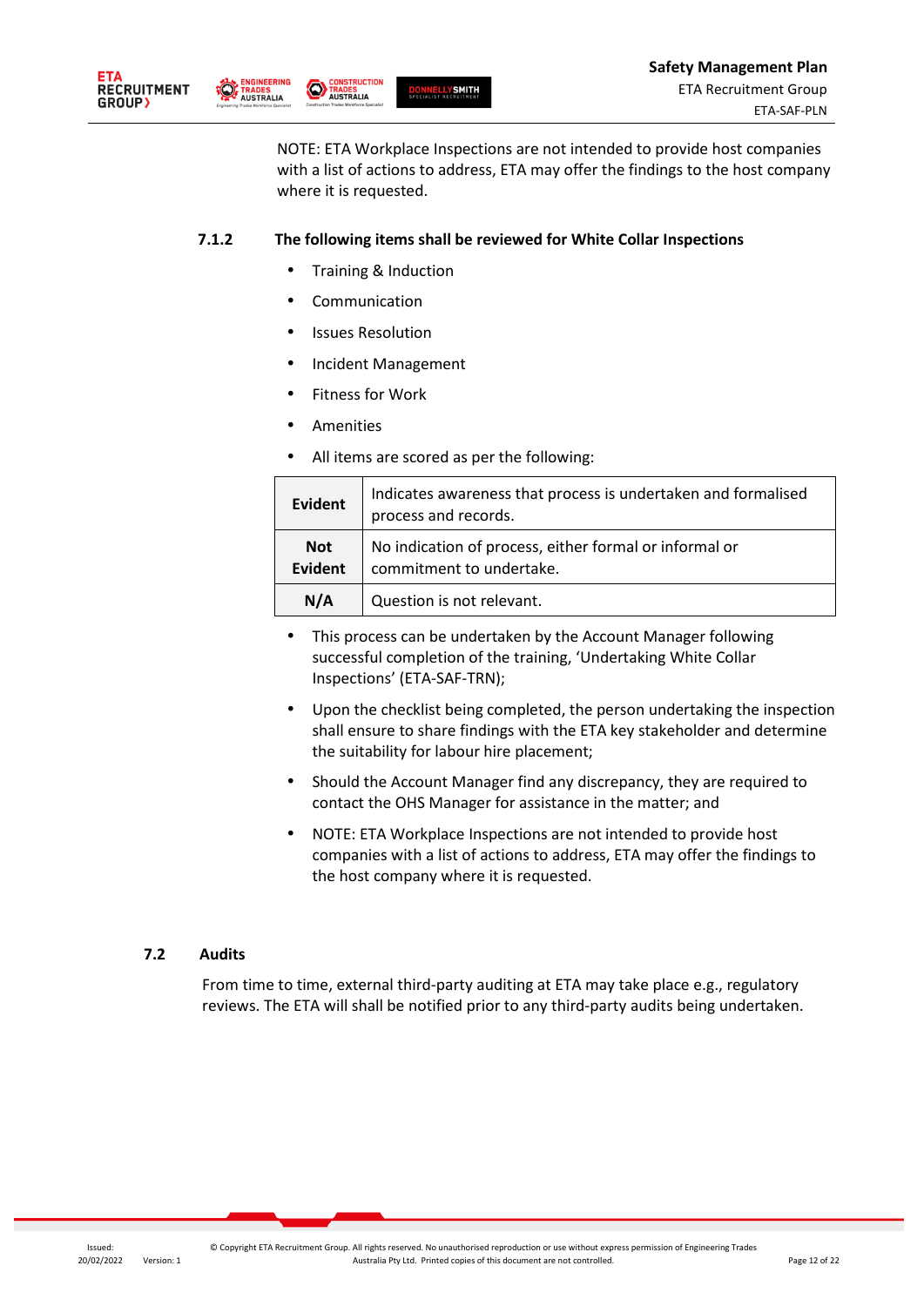NOTE: ETA Workplace Inspections are not intended to provide host companies with a list of actions to address, ETA may offer the findings to the host company where it is requested.

### 7.1.2 The following items shall be reviewed for White Collar Inspections

- Training & Induction
- Communication
- Issues Resolution
- Incident Management
- Fitness for Work
- Amenities
- All items are scored as per the following:

| | |
|---|---|
| **Evident** | Indicates awareness that process is undertaken and formalised process and records. |
| **Not Evident** | No indication of process, either formal or informal or commitment to undertake. |
| **N/A** | Question is not relevant. |

- This process can be undertaken by the Account Manager following successful completion of the training, 'Undertaking White Collar Inspections' (ETA-SAF-TRN);
- Upon the checklist being completed, the person undertaking the inspection shall ensure to share findings with the ETA key stakeholder and determine the suitability for labour hire placement;
- Should the Account Manager find any discrepancy, they are required to contact the OHS Manager for assistance in the matter; and
- NOTE: ETA Workplace Inspections are not intended to provide host companies with a list of actions to address, ETA may offer the findings to the host company where it is requested.

## 7.2 Audits

From time to time, external third-party auditing at ETA may take place e.g., regulatory reviews. The ETA will shall be notified prior to any third-party audits being undertaken.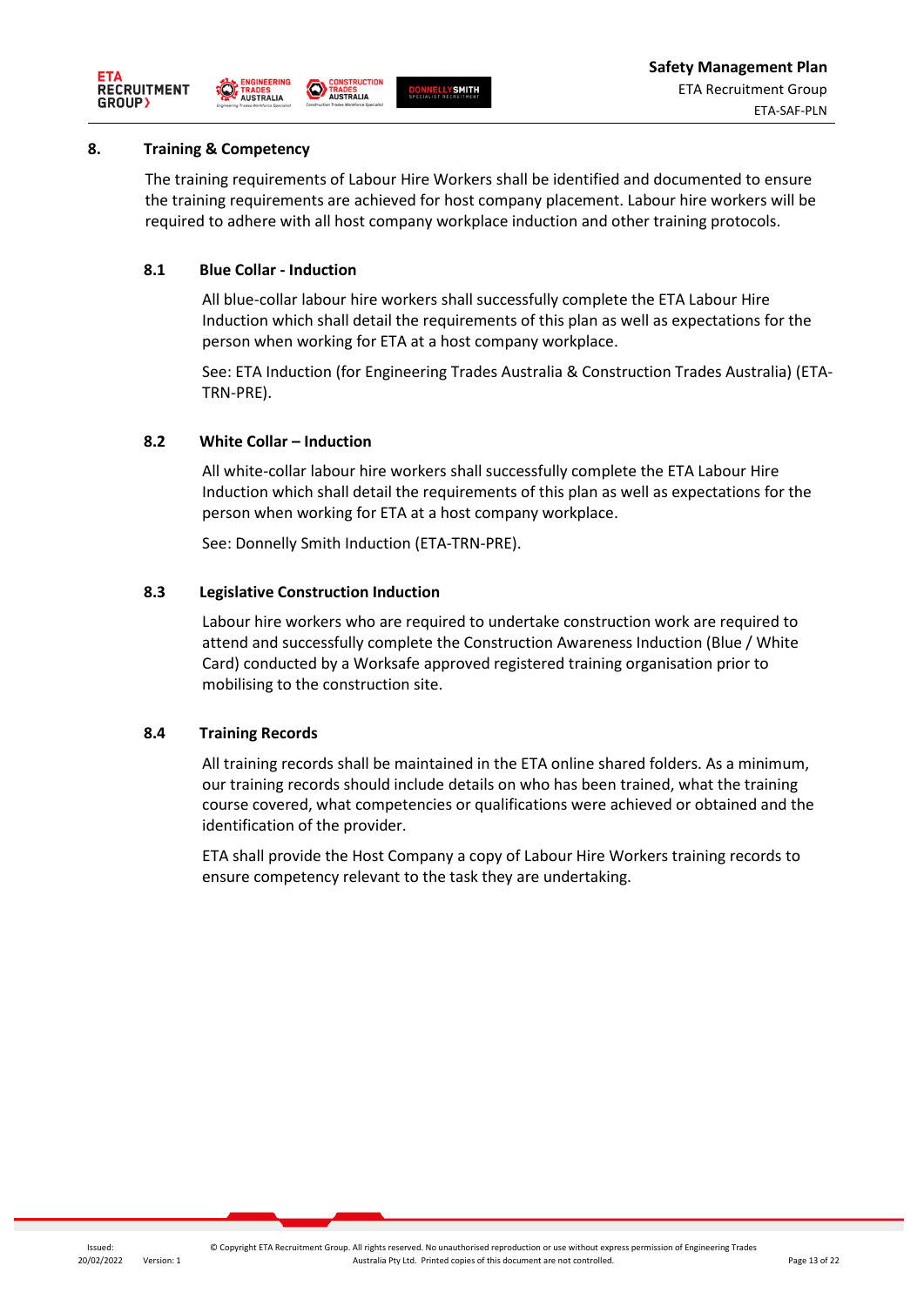## 8. Training & Competency

The training requirements of Labour Hire Workers shall be identified and documented to ensure the training requirements are achieved for host company placement. Labour hire workers will be required to adhere with all host company workplace induction and other training protocols.

### 8.1 Blue Collar - Induction

All blue-collar labour hire workers shall successfully complete the ETA Labour Hire Induction which shall detail the requirements of this plan as well as expectations for the person when working for ETA at a host company workplace.

See: ETA Induction (for Engineering Trades Australia & Construction Trades Australia) (ETA-TRN-PRE).

### 8.2 White Collar – Induction

All white-collar labour hire workers shall successfully complete the ETA Labour Hire Induction which shall detail the requirements of this plan as well as expectations for the person when working for ETA at a host company workplace.

See: Donnelly Smith Induction (ETA-TRN-PRE).

### 8.3 Legislative Construction Induction

Labour hire workers who are required to undertake construction work are required to attend and successfully complete the Construction Awareness Induction (Blue / White Card) conducted by a Worksafe approved registered training organisation prior to mobilising to the construction site.

### 8.4 Training Records

All training records shall be maintained in the ETA online shared folders. As a minimum, our training records should include details on who has been trained, what the training course covered, what competencies or qualifications were achieved or obtained and the identification of the provider.

ETA shall provide the Host Company a copy of Labour Hire Workers training records to ensure competency relevant to the task they undertaking.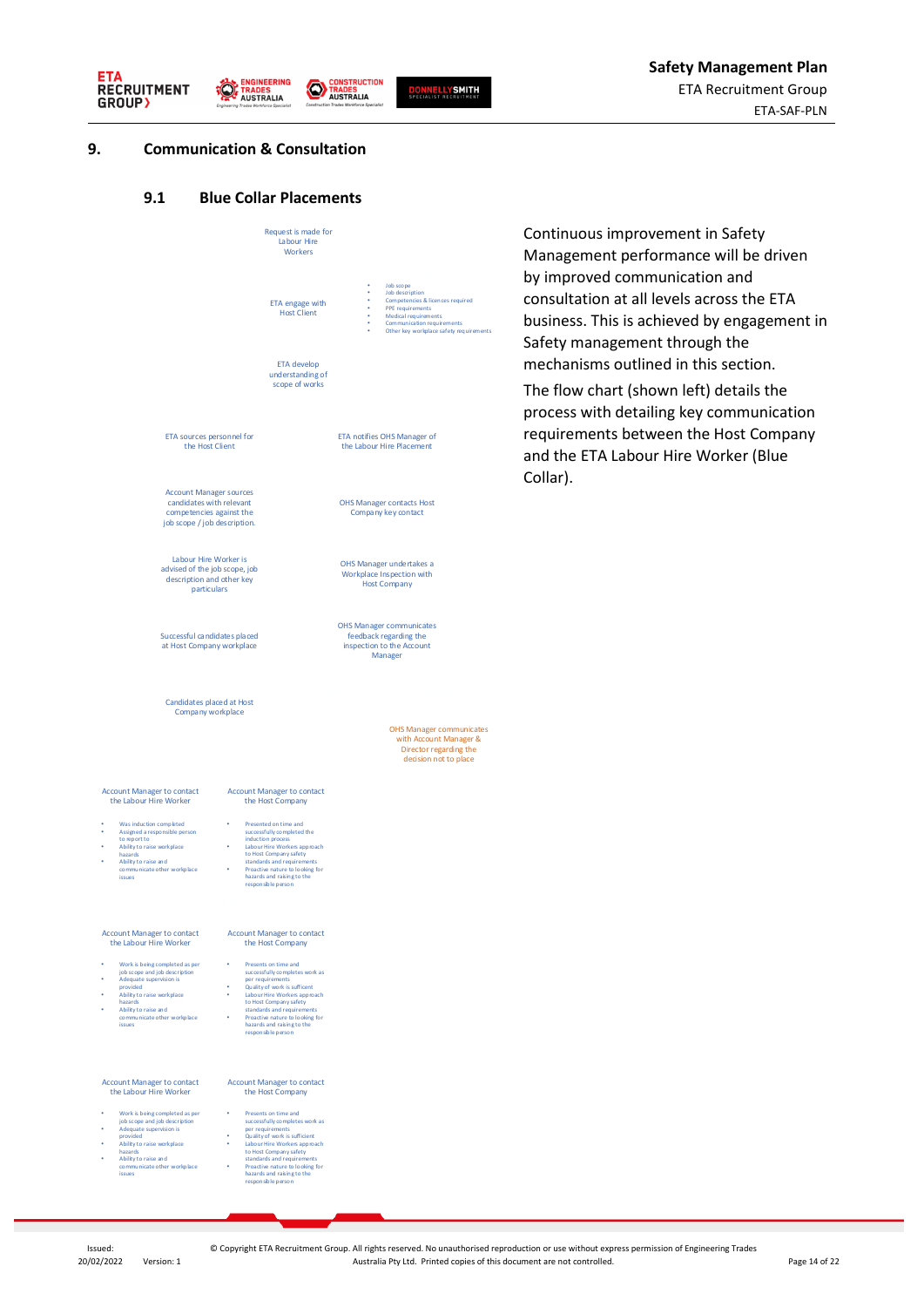## 9. Communication & Consultation

### 9.1 Blue Collar Placements

Request is made for Labour Hire Workers

ETA engage with Host Client

- Job scope
- Job description
- Competencies & licences required
- PPE requirements
- Medical requirements
- Communication requirements
- Other key workplace safety requirements

ETA develop understanding of scope of works

ETA sources personnel for the Host Client

ETA notifies OHS Manager of the Labour Hire Placement

Account Manager sources candidates with relevant competencies against the job scope / job description.

OHS Manager contacts Host Company key contact

Labour Hire Worker is advised of the job scope, job description and other key particulars

OHS Manager undertakes a Workplace Inspection with Host Company

Successful candidates placed at Host Company workplace

OHS Manager communicates feedback regarding the inspection to the Account Manager

Candidates placed at Host Company workplace

OHS Manager communicates with Account Manager & Director regarding the decision not to place

Account Manager to contact the Labour Hire Worker

- Was induction completed
- Assigned a responsible person to report to
- Ability to raise workplace hazards
- Ability to raise and communicate other workplace issues

Account Manager to contact the Host Company

- Presented on time and successfully completed the induction process
- Labour Hire Workers approach to Host Company safety standards and requirements
- Proactive nature to looking for hazards and raising to the responsible person

Account Manager to contact the Labour Hire Worker

- Work is being completed as per job scope and job description
- Adequate supervision is provided
- Ability to raise workplace hazards
- Ability to raise and communicate other workplace issues

Account Manager to contact the Host Company

- Presents on time and successfully completes work as per requirements
- Quality of work is sufficient
- Labour Hire Workers approach to Host Company safety standards and requirements
- Proactive nature to looking for hazards and raising to the responsible person

Account Manager to contact the Labour Hire Worker

- Work is being completed as per job scope and job description
- Adequate supervision is provided
- Ability to raise workplace hazards
- Ability to raise and communicate other workplace issues

Account Manager to contact the Host Company

- Presents on time and successfully completes work as per requirements
- Quality of work is sufficient
- Labour Hire Workers approach to Host Company safety standards and requirements
- Proactive nature to looking for hazards and raising to the responsible person

Continuous improvement in Safety Management performance will be driven by improved communication and consultation at all levels across the ETA business. This is achieved by engagement in Safety management through the mechanisms outlined in this section.

The flow chart (shown left) details the process with detailing key communication requirements between the Host Company and the ETA Labour Hire Worker (Blue Collar).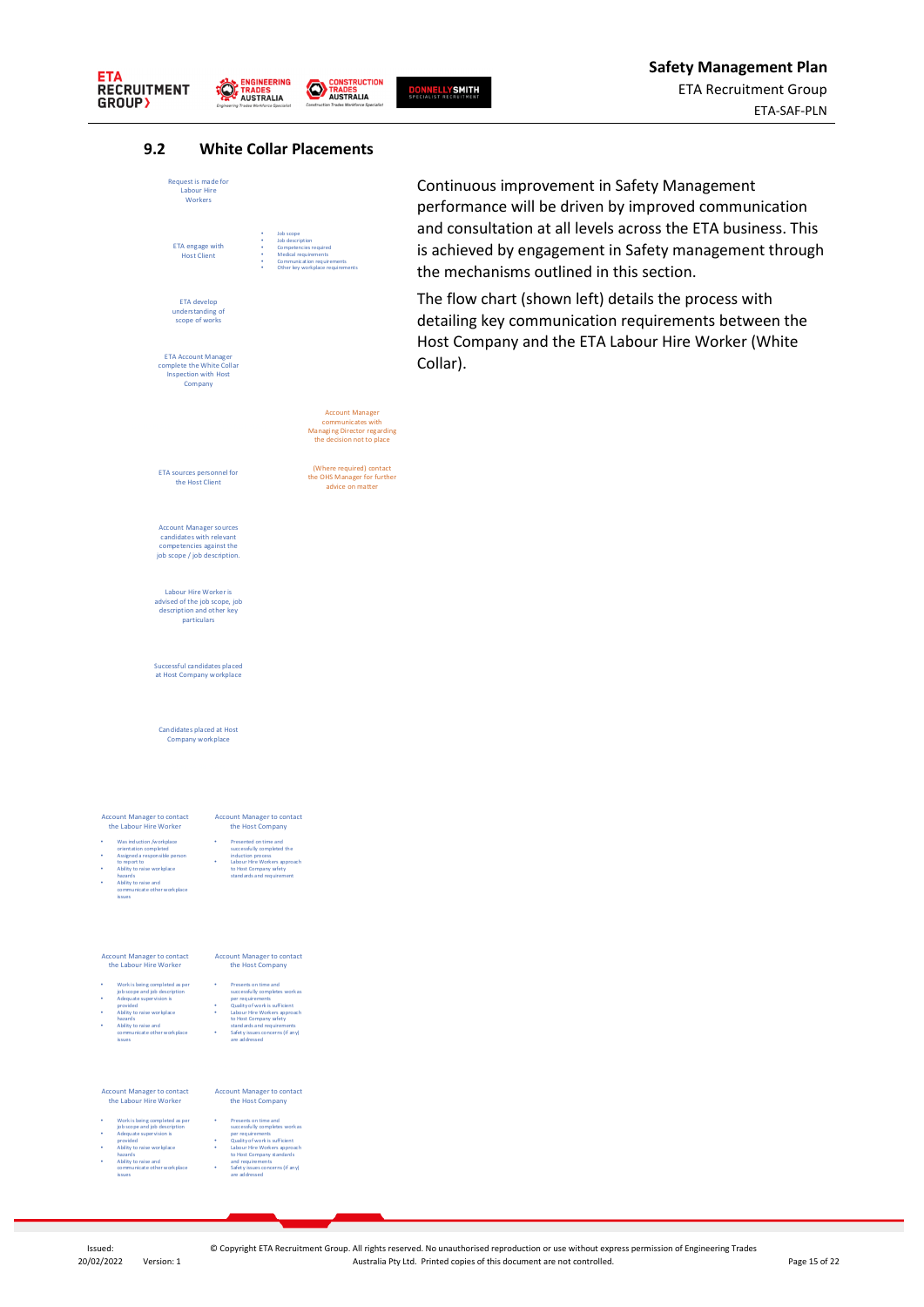## 9.2 White Collar Placements

Request is made for Labour Hire Workers

ETA engage with Host Client

- Job scope
- Job description
- Competencies required
- Medical requirements
- Communication requirements
- Other key workplace requirements

ETA develop understanding of scope of works

ETA Account Manager complete the White Collar Inspection with Host Company

Account Manager communicates with Managing Director regarding the decision not to place

(Where required) contact the OHS Manager for further advice on matter

ETA sources personnel for the Host Client

Account Manager sources candidates with relevant competencies against the job scope / job description.

Labour Hire Worker is advised of the job scope, job description and other key particulars

Successful candidates placed at Host Company workplace

Candidates placed at Host Company workplace

Account Manager to contact the Labour Hire Worker

- Was induction /workplace orientation completed
- Assigned a responsible person to report to
- Adequate supervision is provided
- Ability to raise workplace hazards
- Ability to raise and communicate other workplace issues

Account Manager to contact the Host Company

- Presented on time and successfully completed the induction process
- Labour Hire Workers approach to Host Company safety standards and requirement

Account Manager to contact the Labour Hire Worker

- Work is being completed as per job scope and job description
- Adequate supervision is provided
- Ability to raise workplace hazards
- Ability to raise and communicate other workplace issues

Account Manager to contact the Host Company

- Presents on time and successfully completes work as per requirements
- Quality of work is sufficient
- Labour Hire Workers approach to Host Company safety standards and requirements
- Safety issues concerns (if any) are addressed

Account Manager to contact the Labour Hire Worker

- Work is being completed as per job scope and job description
- Adequate supervision is provided
- Ability to raise workplace hazards
- Ability to raise and communicate other workplace issues

Account Manager to contact the Host Company

- Presents on time and successfully completes work as per requirements
- Quality of work is sufficient
- Labour Hire Workers approach to Host Company standards and requirements
- Safety issues concerns (if any) are addressed

Continuous improvement in Safety Management performance will be driven by improved communication and consultation at all levels across the ETA business. This is achieved by engagement in Safety management through the mechanisms outlined in this section.

The flow chart (shown left) details the process with detailing key communication requirements between the Host Company and the ETA Labour Hire Worker (White Collar).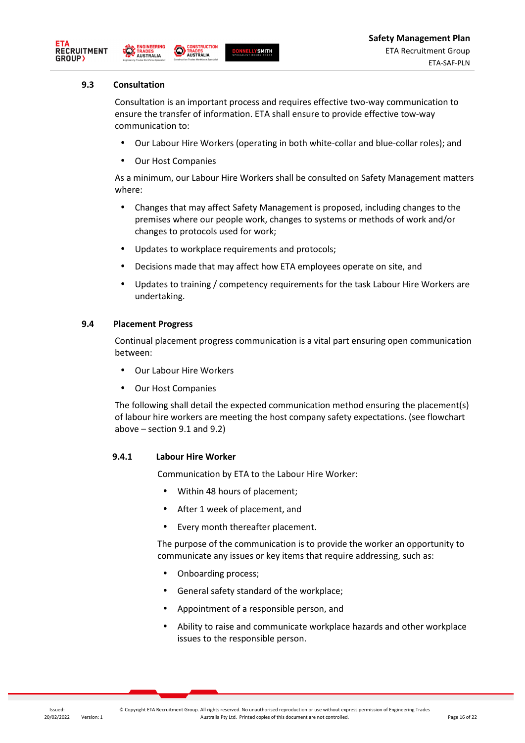### 9.3 Consultation

Consultation is an important process and requires effective two-way communication to ensure the transfer of information. ETA shall ensure to provide effective tow-way communication to:

- Our Labour Hire Workers (operating in both white-collar and blue-collar roles); and
- Our Host Companies

As a minimum, our Labour Hire Workers shall be consulted on Safety Management matters where:

- Changes that may affect Safety Management is proposed, including changes to the premises where our people work, changes to systems or methods of work and/or changes to protocols used for work;
- Updates to workplace requirements and protocols;
- Decisions made that may affect how ETA employees operate on site, and
- Updates to training / competency requirements for the task Labour Hire Workers are undertaking.

### 9.4 Placement Progress

Continual placement progress communication is a vital part ensuring open communication between:

- Our Labour Hire Workers
- Our Host Companies

The following shall detail the expected communication method ensuring the placement(s) of labour hire workers are meeting the host company safety expectations. (see flowchart above – section 9.1 and 9.2)

#### 9.4.1 Labour Hire Worker

Communication by ETA to the Labour Hire Worker:

- Within 48 hours of placement;
- After 1 week of placement, and
- Every month thereafter placement.

The purpose of the communication is to provide the worker an opportunity to communicate any issues or key items that require addressing, such as:

- Onboarding process;
- General safety standard of the workplace;
- Appointment of a responsible person, and
- Ability to raise and communicate workplace hazards and other workplace issues to the responsible person.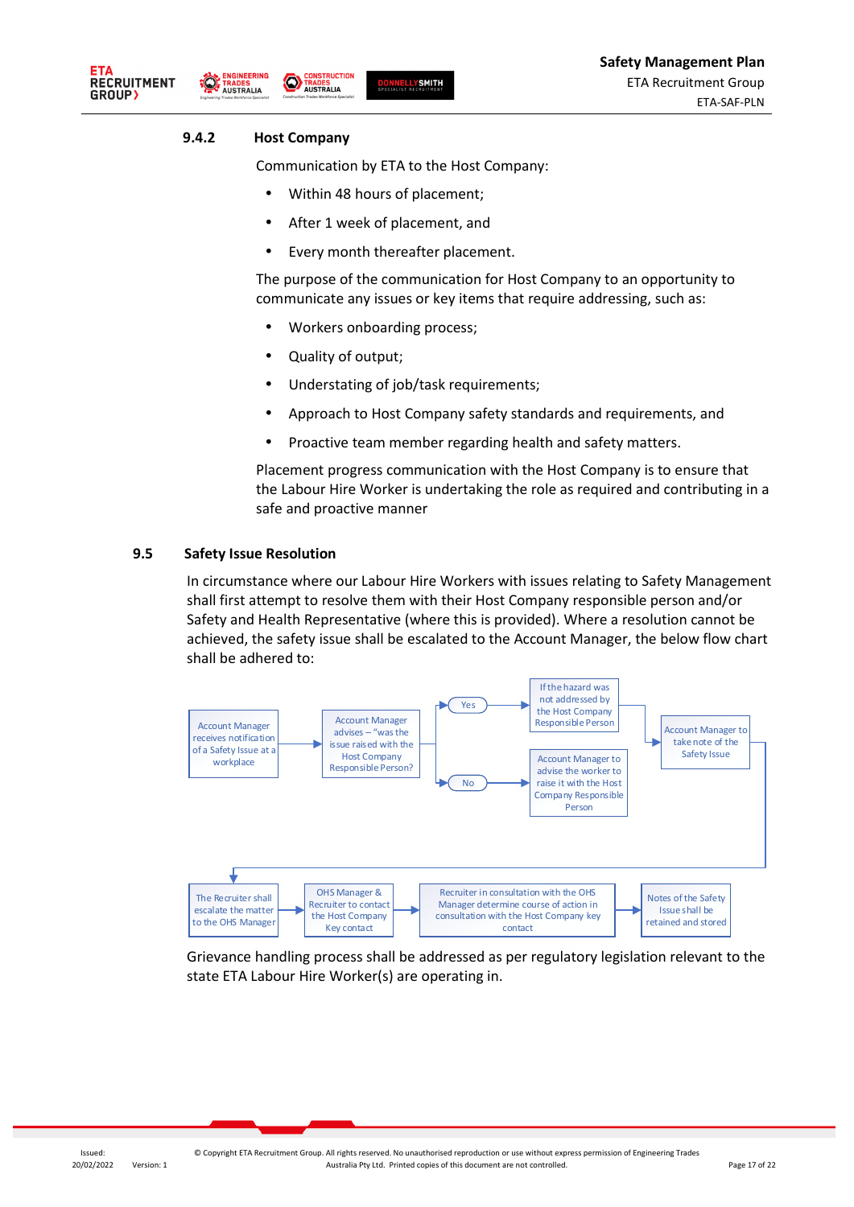### 9.4.2 Host Company

Communication by ETA to the Host Company:

- Within 48 hours of placement;
- After 1 week of placement, and
- Every month thereafter placement.

The purpose of the communication for Host Company to an opportunity to communicate any issues or key items that require addressing, such as:

- Workers onboarding process;
- Quality of output;
- Understating of job/task requirements;
- Approach to Host Company safety standards and requirements, and
- Proactive team member regarding health and safety matters.

Placement progress communication with the Host Company is to ensure that the Labour Hire Worker is undertaking the role as required and contributing in a safe and proactive manner

## 9.5 Safety Issue Resolution

In circumstance where our Labour Hire Workers with issues relating to Safety Management shall first attempt to resolve them with their Host Company responsible person and/or Safety and Health Representative (where this is provided). Where a resolution cannot be achieved, the safety issue shall be escalated to the Account Manager, the below flow chart shall be adhered to:

Account Manager receives notification of a Safety Issue at a workplace → Account Manager advises – "was the issue raised with the Host Company Responsible Person?"

- Yes → If the hazard was not addressed by the Host Company Responsible Person → Account Manager to take note of the Safety Issue
- No → Account Manager to advise the worker to raise it with the Host Company Responsible Person

The Recruiter shall escalate the matter to the OHS Manager → OHS Manager & Recruiter to contact the Host Company Key contact → Recruiter in consultation with the OHS Manager determine course of action in consultation with the Host Company key contact → Notes of the Safety Issue shall be retained and stored

Grievance handling process shall be addressed as per regulatory legislation relevant to the state ETA Labour Hire Worker(s) are operating in.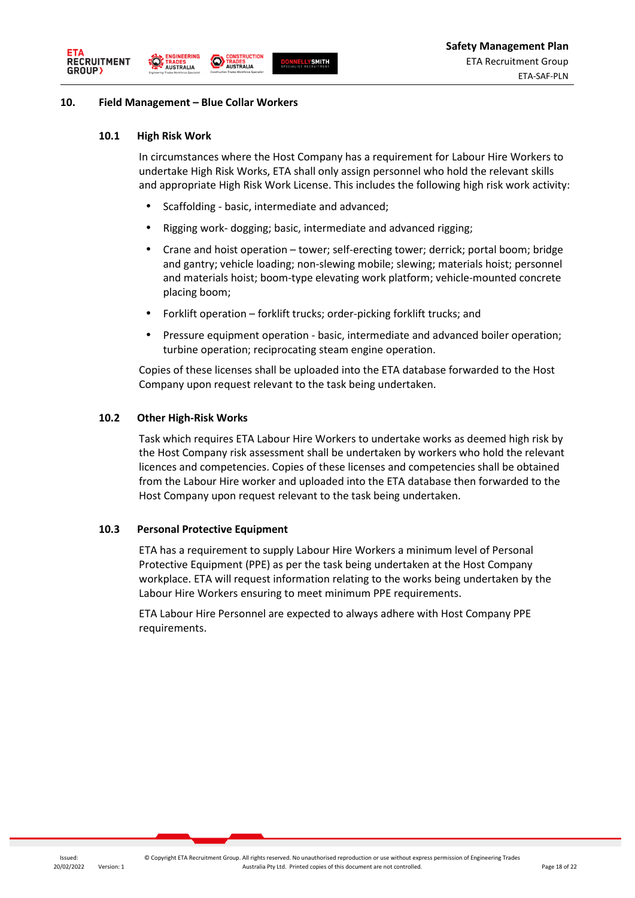## 10. Field Management – Blue Collar Workers

### 10.1 High Risk Work

In circumstances where the Host Company has a requirement for Labour Hire Workers to undertake High Risk Works, ETA shall only assign personnel who hold the relevant skills and appropriate High Risk Work License. This includes the following high risk work activity:

- Scaffolding - basic, intermediate and advanced;
- Rigging work- dogging; basic, intermediate and advanced rigging;
- Crane and hoist operation – tower; self-erecting tower; derrick; portal boom; bridge and gantry; vehicle loading; non-slewing mobile; slewing; materials hoist; personnel and materials hoist; boom-type elevating work platform; vehicle-mounted concrete placing boom;
- Forklift operation – forklift trucks; order-picking forklift trucks; and
- Pressure equipment operation - basic, intermediate and advanced boiler operation; turbine operation; reciprocating steam engine operation.

Copies of these licenses shall be uploaded into the ETA database forwarded to the Host Company upon request relevant to the task being undertaken.

### 10.2 Other High-Risk Works

Task which requires ETA Labour Hire Workers to undertake works as deemed high risk by the Host Company risk assessment shall be undertaken by workers who hold the relevant licences and competencies. Copies of these licenses and competencies shall be obtained from the Labour Hire worker and uploaded into the ETA database then forwarded to the Host Company upon request relevant to the task being undertaken.

### 10.3 Personal Protective Equipment

ETA has a requirement to supply Labour Hire Workers a minimum level of Personal Protective Equipment (PPE) as per the task being undertaken at the Host Company workplace. ETA will request information relating to the works being undertaken by the Labour Hire Workers ensuring to meet minimum PPE requirements.

ETA Labour Hire Personnel are expected to always adhere with Host Company PPE requirements.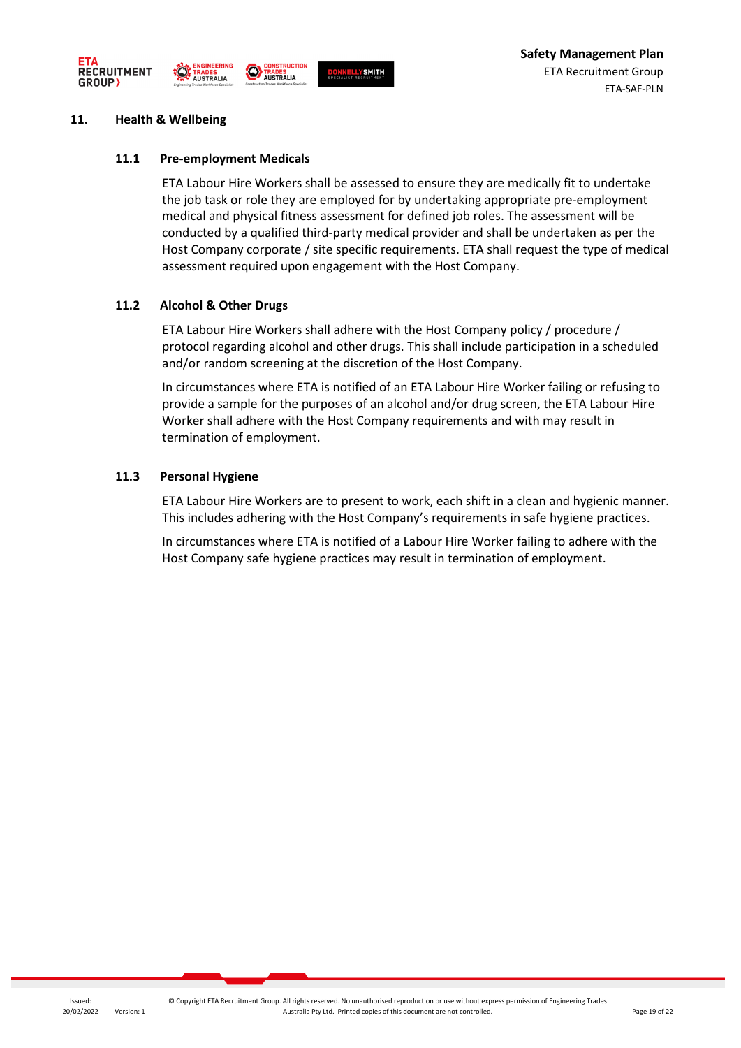## 11. Health & Wellbeing

### 11.1 Pre-employment Medicals

ETA Labour Hire Workers shall be assessed to ensure they are medically fit to undertake the job task or role they are employed for by undertaking appropriate pre-employment medical and physical fitness assessment for defined job roles. The assessment will be conducted by a qualified third-party medical provider and shall be undertaken as per the Host Company corporate / site specific requirements. ETA shall request the type of medical assessment required upon engagement with the Host Company.

### 11.2 Alcohol & Other Drugs

ETA Labour Hire Workers shall adhere with the Host Company policy / procedure / protocol regarding alcohol and other drugs. This shall include participation in a scheduled and/or random screening at the discretion of the Host Company.

In circumstances where ETA is notified of an ETA Labour Hire Worker failing or refusing to provide a sample for the purposes of an alcohol and/or drug screen, the ETA Labour Hire Worker shall adhere with the Host Company requirements and with may result in termination of employment.

### 11.3 Personal Hygiene

ETA Labour Hire Workers are to present to work, each shift in a clean and hygienic manner. This includes adhering with the Host Company's requirements in safe hygiene practices.

In circumstances where ETA is notified of a Labour Hire Worker failing to adhere with the Host Company safe hygiene practices may result in termination of employment.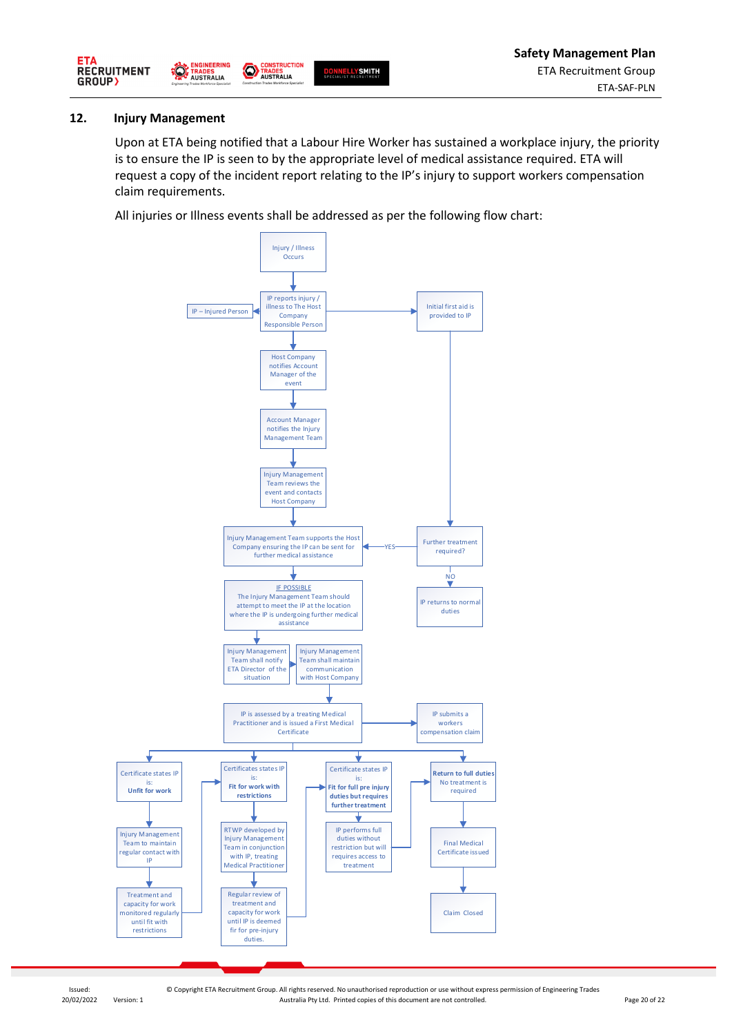## 12. Injury Management

Upon at ETA being notified that a Labour Hire Worker has sustained a workplace injury, the priority is to ensure the IP is seen to by the appropriate level of medical assistance required. ETA will request a copy of the incident report relating to the IP's injury to support workers compensation claim requirements.

All injuries or Illness events shall be addressed as per the following flow chart:

Injury / Illness Occurs

IP reports injury / illness to The Host Company Responsible Person

IP – Injured Person

Initial first aid is provided to IP

Host Company notifies Account Manager of the event

Account Manager notifies the Injury Management Team

Injury Management Team reviews the event and contacts Host Company

Injury Management Team supports the Host Company ensuring the IP can be sent for further medical assistance

YES

Further treatment required?

NO

IP returns to normal duties

IF POSSIBLE
The Injury Management Team should attempt to meet the IP at the location where the IP is undergoing further medical assistance

Injury Management Team shall notify ETA Director of the situation

Injury Management Team shall maintain communication with Host Company

IP is assessed by a treating Medical Practitioner and is issued a First Medical Certificate

IP submits a workers compensation claim

Certificate states IP is: **Unfit for work**

Injury Management Team to maintain regular contact with IP

Treatment and capacity for work monitored regularly until fit with restrictions

Certificates states IP is: **Fit for work with restrictions**

RTWP developed by Injury Management Team in conjunction with IP, treating Medical Practitioner

Regular review of treatment and capacity for work until IP is deemed fir for pre-injury duties.

Certificate states IP is: **Fit for full pre injury duties but requires further treatment**

IP performs full duties without restriction but will requires access to treatment

**Return to full duties** No treatment is required

Final Medical Certificate issued

Claim Closed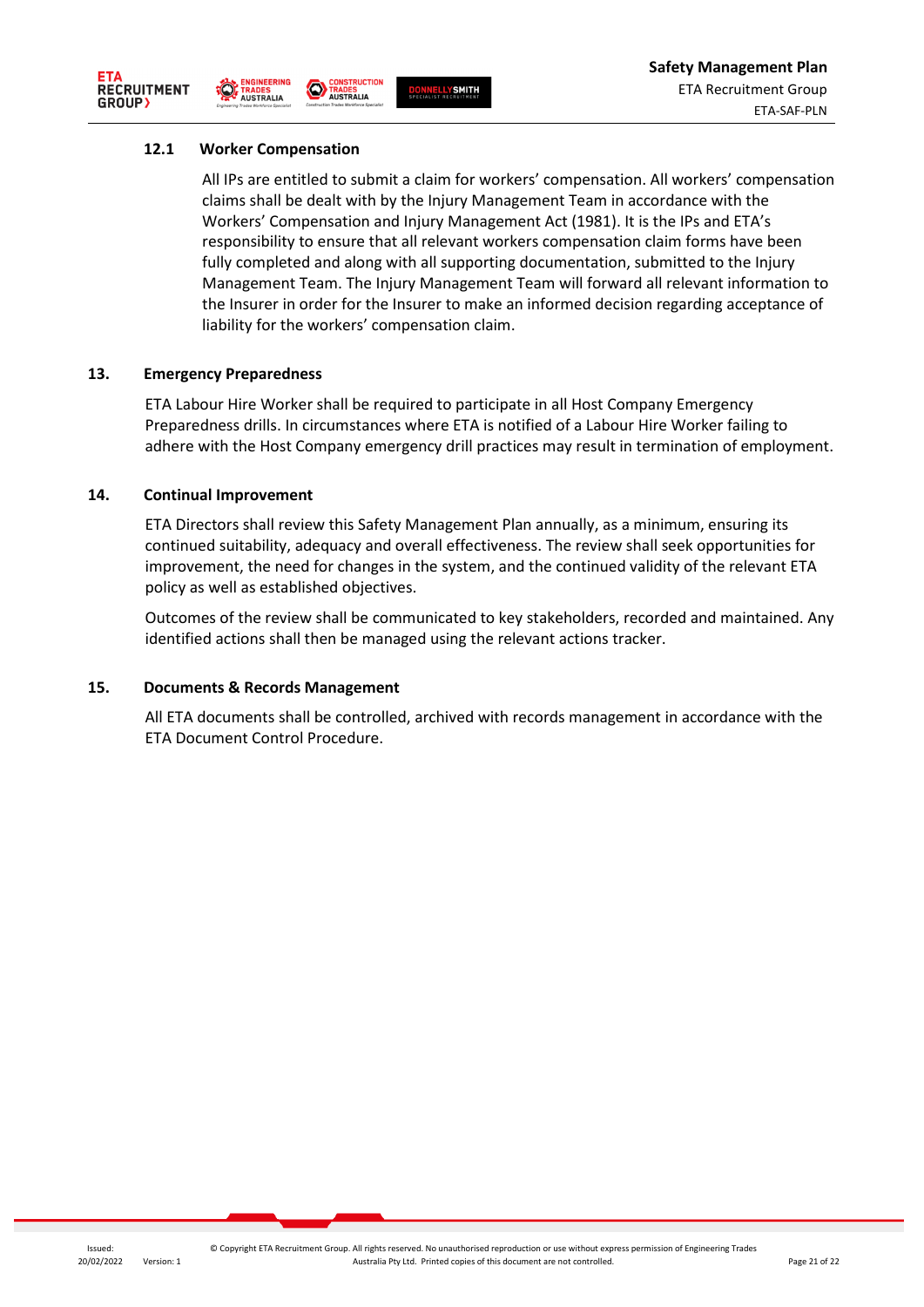### 12.1 Worker Compensation

All IPs are entitled to submit a claim for workers' compensation. All workers' compensation claims shall be dealt with by the Injury Management Team in accordance with the Workers' Compensation and Injury Management Act (1981). It is the IPs and ETA's responsibility to ensure that all relevant workers compensation claim forms have been fully completed and along with all supporting documentation, submitted to the Injury Management Team. The Injury Management Team will forward all relevant information to the Insurer in order for the Insurer to make an informed decision regarding acceptance of liability for the workers' compensation claim.

## 13. Emergency Preparedness

ETA Labour Hire Worker shall be required to participate in all Host Company Emergency Preparedness drills. In circumstances where ETA is notified of a Labour Hire Worker failing to adhere with the Host Company emergency drill practices may result in termination of employment.

## 14. Continual Improvement

ETA Directors shall review this Safety Management Plan annually, as a minimum, ensuring its continued suitability, adequacy and overall effectiveness. The review shall seek opportunities for improvement, the need for changes in the system, and the continued validity of the relevant ETA policy as well as established objectives.

Outcomes of the review shall be communicated to key stakeholders, recorded and maintained. Any identified actions shall then be managed using the relevant actions tracker.

## 15. Documents & Records Management

All ETA documents shall be controlled, archived with records management in accordance with the ETA Document Control Procedure.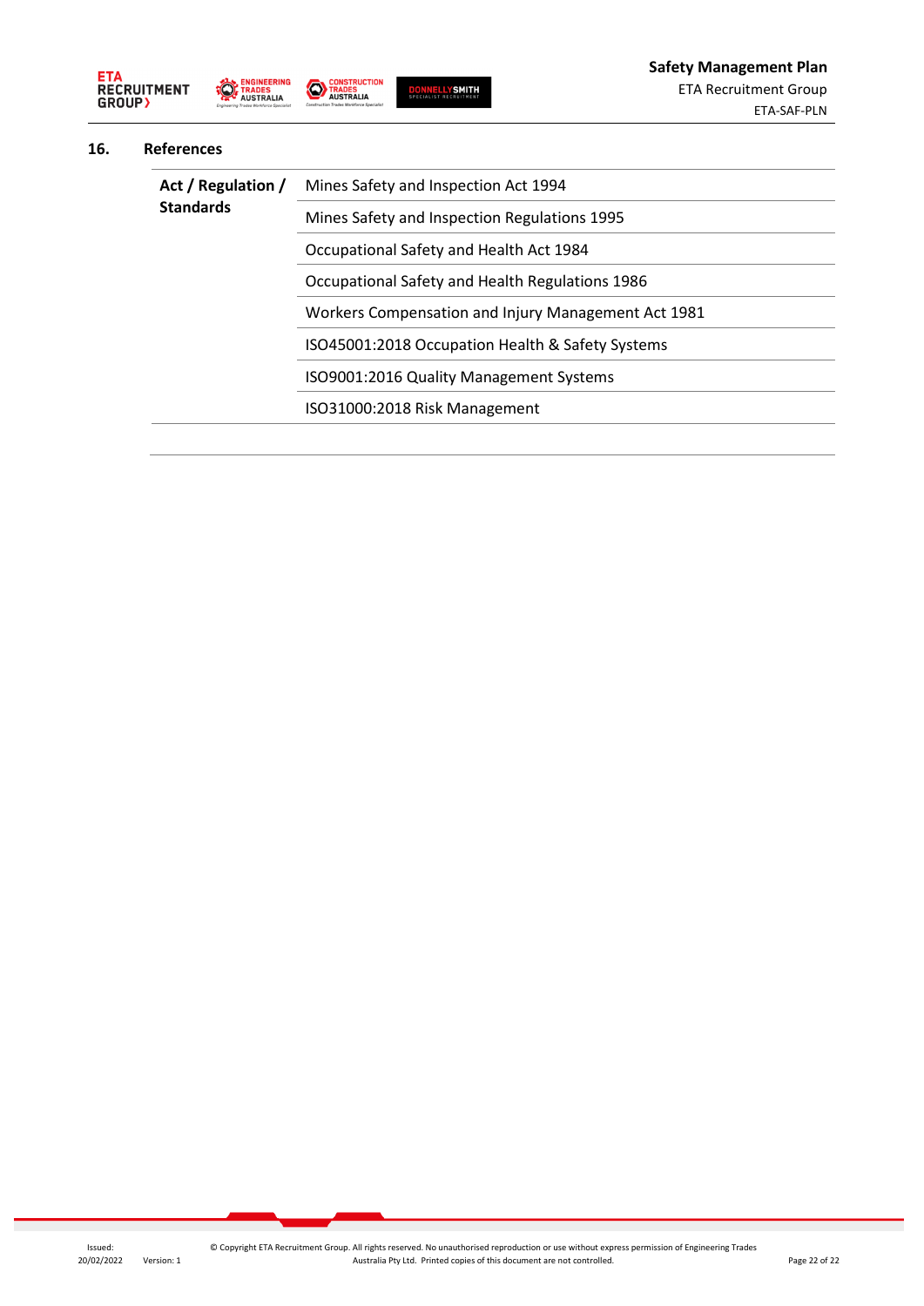## 16. References

| | |
|---|---|
| **Act / Regulation / Standards** | Mines Safety and Inspection Act 1994 |
| | Mines Safety and Inspection Regulations 1995 |
| | Occupational Safety and Health Act 1984 |
| | Occupational Safety and Health Regulations 1986 |
| | Workers Compensation and Injury Management Act 1981 |
| | ISO45001:2018 Occupation Health & Safety Systems |
| | ISO9001:2016 Quality Management Systems |
| | ISO31000:2018 Risk Management |